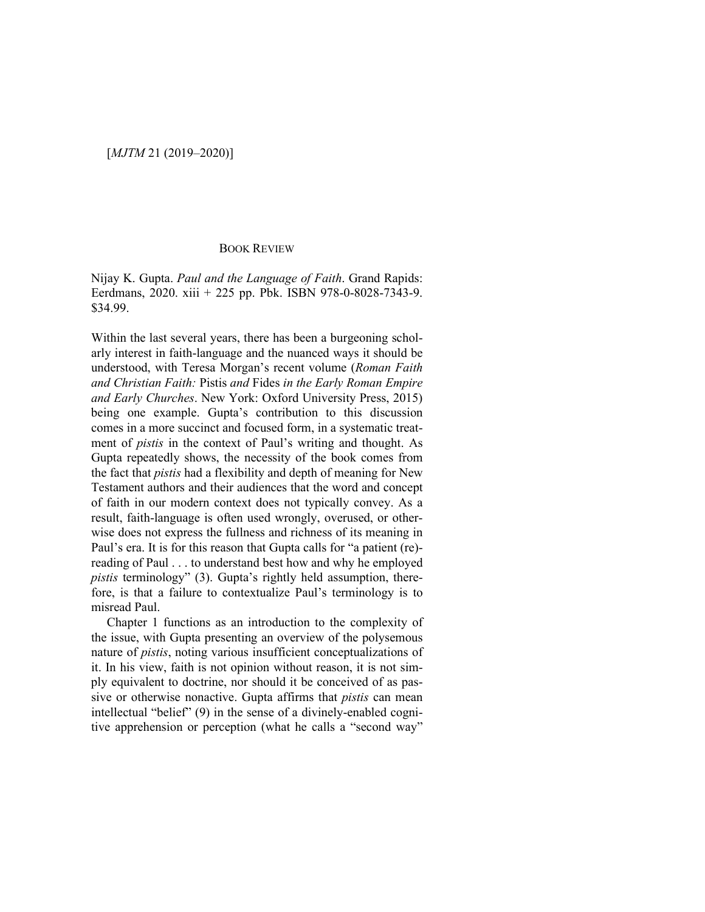## BOOK REVIEW

Nijay K. Gupta. *Paul and the Language of Faith*. Grand Rapids: Eerdmans, 2020. xiii + 225 pp. Pbk. ISBN 978-0-8028-7343-9. $34.99.

Within the last several years, there has been a burgeoning scholarly interest in faith-language and the nuanced ways it should be understood, with Teresa Morgan's recent volume (*Roman Faith and Christian Faith:* Pistis *and* Fides *in the Early Roman Empire and Early Churches*. New York: Oxford University Press, 2015) being one example. Gupta's contribution to this discussion comes in a more succinct and focused form, in a systematic treatment of *pistis* in the context of Paul's writing and thought. As Gupta repeatedly shows, the necessity of the book comes from the fact that *pistis* had a flexibility and depth of meaning for New Testament authors and their audiences that the word and concept of faith in our modern context does not typically convey. As a result, faith-language is often used wrongly, overused, or otherwise does not express the fullness and richness of its meaning in Paul's era. It is for this reason that Gupta calls for "a patient (re)-reading of Paul . . . to understand best how and why he employed *pistis* terminology" (3). Gupta's rightly held assumption, therefore, is that a failure to contextualize Paul's terminology is to misread Paul.

Chapter 1 functions as an introduction to the complexity of the issue, with Gupta presenting an overview of the polysemous nature of *pistis*, noting various insufficient conceptualizations of it. In his view, faith is not opinion without reason, it is not simply equivalent to doctrine, nor should it be conceived of as passive or otherwise nonactive. Gupta affirms that *pistis* can mean intellectual "belief" (9) in the sense of a divinely-enabled cognitive apprehension or perception (what he calls a "second way"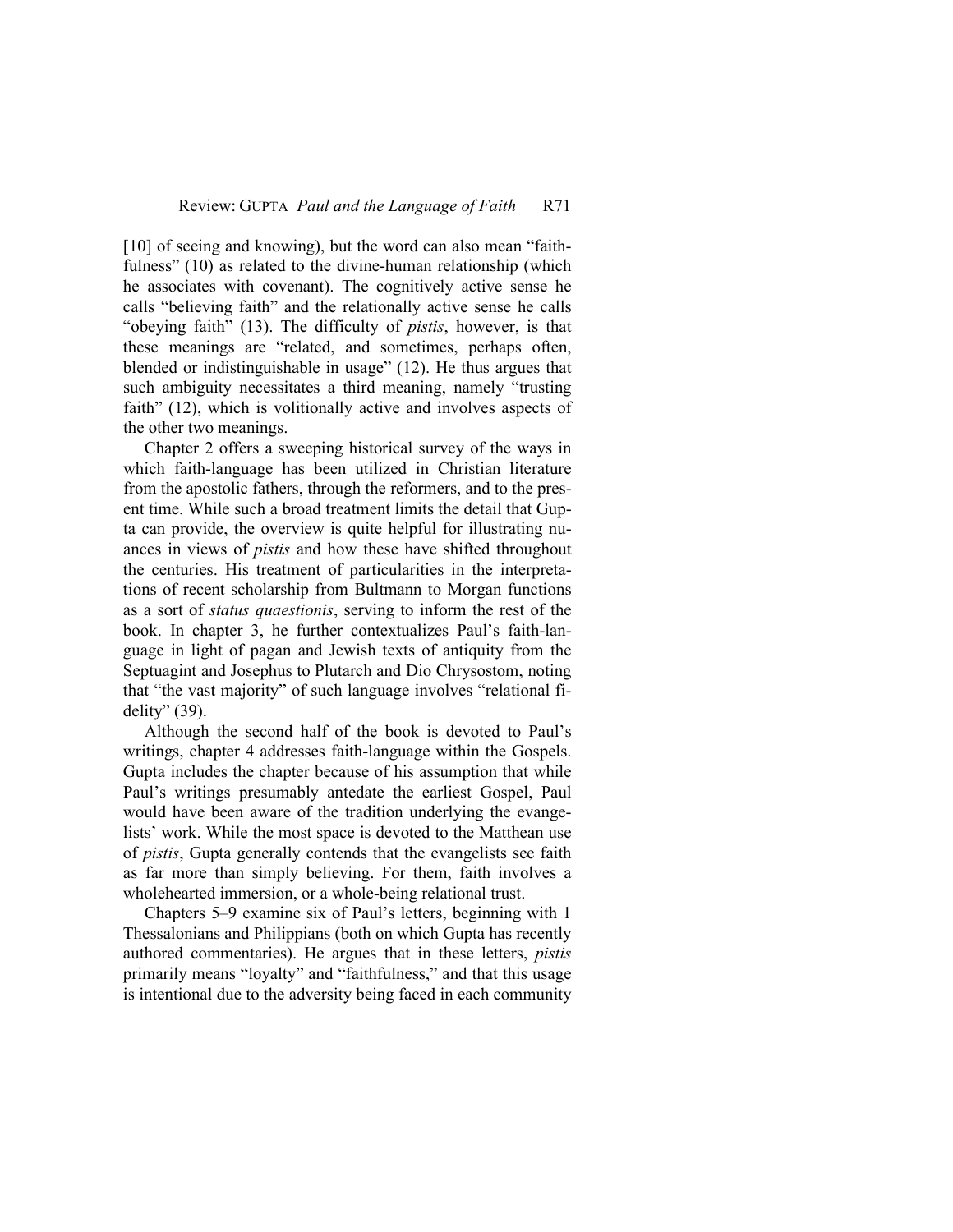[10] of seeing and knowing), but the word can also mean "faithfulness" (10) as related to the divine-human relationship (which he associates with covenant). The cognitively active sense he calls "believing faith" and the relationally active sense he calls "obeying faith" (13). The difficulty of *pistis*, however, is that these meanings are "related, and sometimes, perhaps often, blended or indistinguishable in usage" (12). He thus argues that such ambiguity necessitates a third meaning, namely "trusting faith" (12), which is volitionally active and involves aspects of the other two meanings.

Chapter 2 offers a sweeping historical survey of the ways in which faith-language has been utilized in Christian literature from the apostolic fathers, through the reformers, and to the present time. While such a broad treatment limits the detail that Gupta can provide, the overview is quite helpful for illustrating nuances in views of *pistis* and how these have shifted throughout the centuries. His treatment of particularities in the interpretations of recent scholarship from Bultmann to Morgan functions as a sort of *status quaestionis*, serving to inform the rest of the book. In chapter 3, he further contextualizes Paul's faith-language in light of pagan and Jewish texts of antiquity from the Septuagint and Josephus to Plutarch and Dio Chrysostom, noting that "the vast majority" of such language involves "relational fidelity" (39).

Although the second half of the book is devoted to Paul's writings, chapter 4 addresses faith-language within the Gospels. Gupta includes the chapter because of his assumption that while Paul's writings presumably antedate the earliest Gospel, Paul would have been aware of the tradition underlying the evangelists' work. While the most space is devoted to the Matthean use of *pistis*, Gupta generally contends that the evangelists see faith as far more than simply believing. For them, faith involves a wholehearted immersion, or a whole-being relational trust.

Chapters 5–9 examine six of Paul's letters, beginning with 1 Thessalonians and Philippians (both on which Gupta has recently authored commentaries). He argues that in these letters, *pistis* primarily means "loyalty" and "faithfulness," and that this usage is intentional due to the adversity being faced in each community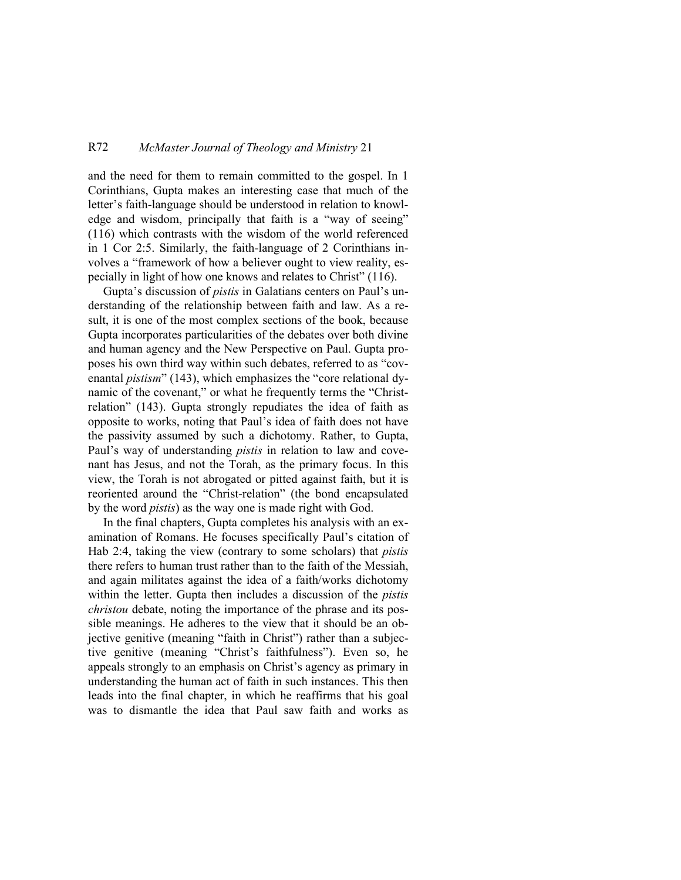and the need for them to remain committed to the gospel. In 1 Corinthians, Gupta makes an interesting case that much of the letter's faith-language should be understood in relation to knowledge and wisdom, principally that faith is a "way of seeing" (116) which contrasts with the wisdom of the world referenced in 1 Cor 2:5. Similarly, the faith-language of 2 Corinthians involves a "framework of how a believer ought to view reality, especially in light of how one knows and relates to Christ" (116).

Gupta's discussion of *pistis* in Galatians centers on Paul's understanding of the relationship between faith and law. As a result, it is one of the most complex sections of the book, because Gupta incorporates particularities of the debates over both divine and human agency and the New Perspective on Paul. Gupta proposes his own third way within such debates, referred to as "covenantal *pistism*" (143), which emphasizes the "core relational dynamic of the covenant," or what he frequently terms the "Christ-relation" (143). Gupta strongly repudiates the idea of faith as opposite to works, noting that Paul's idea of faith does not have the passivity assumed by such a dichotomy. Rather, to Gupta, Paul's way of understanding *pistis* in relation to law and covenant has Jesus, and not the Torah, as the primary focus. In this view, the Torah is not abrogated or pitted against faith, but it is reoriented around the "Christ-relation" (the bond encapsulated by the word *pistis*) as the way one is made right with God.

In the final chapters, Gupta completes his analysis with an examination of Romans. He focuses specifically Paul's citation of Hab 2:4, taking the view (contrary to some scholars) that *pistis* there refers to human trust rather than to the faith of the Messiah, and again militates against the idea of a faith/works dichotomy within the letter. Gupta then includes a discussion of the *pistis christou* debate, noting the importance of the phrase and its possible meanings. He adheres to the view that it should be an objective genitive (meaning "faith in Christ") rather than a subjective genitive (meaning "Christ's faithfulness"). Even so, he appeals strongly to an emphasis on Christ's agency as primary in understanding the human act of faith in such instances. This then leads into the final chapter, in which he reaffirms that his goal was to dismantle the idea that Paul saw faith and works as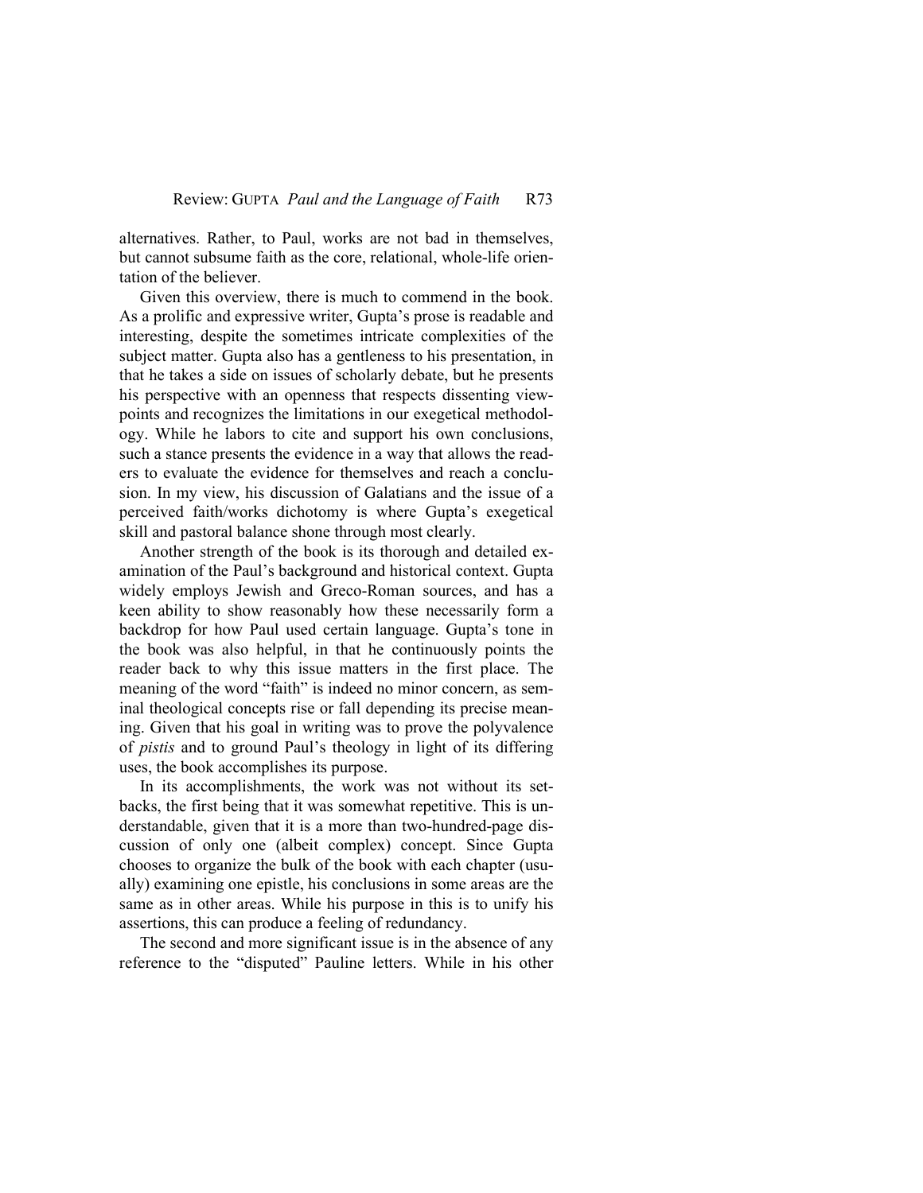alternatives. Rather, to Paul, works are not bad in themselves, but cannot subsume faith as the core, relational, whole-life orientation of the believer.

Given this overview, there is much to commend in the book. As a prolific and expressive writer, Gupta's prose is readable and interesting, despite the sometimes intricate complexities of the subject matter. Gupta also has a gentleness to his presentation, in that he takes a side on issues of scholarly debate, but he presents his perspective with an openness that respects dissenting viewpoints and recognizes the limitations in our exegetical methodology. While he labors to cite and support his own conclusions, such a stance presents the evidence in a way that allows the readers to evaluate the evidence for themselves and reach a conclusion. In my view, his discussion of Galatians and the issue of a perceived faith/works dichotomy is where Gupta's exegetical skill and pastoral balance shone through most clearly.

Another strength of the book is its thorough and detailed examination of the Paul's background and historical context. Gupta widely employs Jewish and Greco-Roman sources, and has a keen ability to show reasonably how these necessarily form a backdrop for how Paul used certain language. Gupta's tone in the book was also helpful, in that he continuously points the reader back to why this issue matters in the first place. The meaning of the word "faith" is indeed no minor concern, as seminal theological concepts rise or fall depending its precise meaning. Given that his goal in writing was to prove the polyvalence of *pistis* and to ground Paul's theology in light of its differing uses, the book accomplishes its purpose.

In its accomplishments, the work was not without its setbacks, the first being that it was somewhat repetitive. This is understandable, given that it is a more than two-hundred-page discussion of only one (albeit complex) concept. Since Gupta chooses to organize the bulk of the book with each chapter (usually) examining one epistle, his conclusions in some areas are the same as in other areas. While his purpose in this is to unify his assertions, this can produce a feeling of redundancy.

The second and more significant issue is in the absence of any reference to the "disputed" Pauline letters. While in his other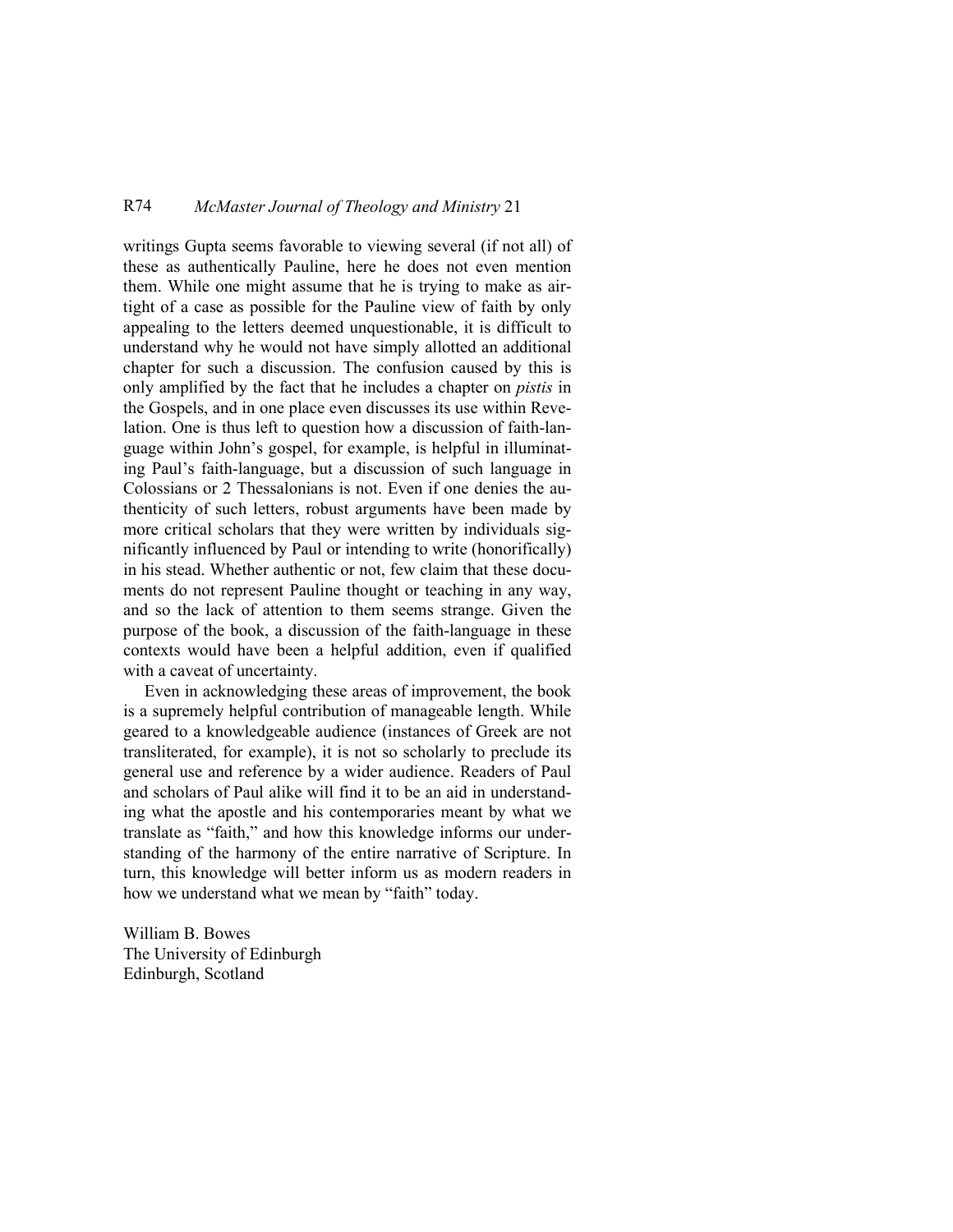writings Gupta seems favorable to viewing several (if not all) of these as authentically Pauline, here he does not even mention them. While one might assume that he is trying to make as airtight of a case as possible for the Pauline view of faith by only appealing to the letters deemed unquestionable, it is difficult to understand why he would not have simply allotted an additional chapter for such a discussion. The confusion caused by this is only amplified by the fact that he includes a chapter on *pistis* in the Gospels, and in one place even discusses its use within Revelation. One is thus left to question how a discussion of faith-language within John's gospel, for example, is helpful in illuminating Paul's faith-language, but a discussion of such language in Colossians or 2 Thessalonians is not. Even if one denies the authenticity of such letters, robust arguments have been made by more critical scholars that they were written by individuals significantly influenced by Paul or intending to write (honorifically) in his stead. Whether authentic or not, few claim that these documents do not represent Pauline thought or teaching in any way, and so the lack of attention to them seems strange. Given the purpose of the book, a discussion of the faith-language in these contexts would have been a helpful addition, even if qualified with a caveat of uncertainty.

Even in acknowledging these areas of improvement, the book is a supremely helpful contribution of manageable length. While geared to a knowledgeable audience (instances of Greek are not transliterated, for example), it is not so scholarly to preclude its general use and reference by a wider audience. Readers of Paul and scholars of Paul alike will find it to be an aid in understanding what the apostle and his contemporaries meant by what we translate as "faith," and how this knowledge informs our understanding of the harmony of the entire narrative of Scripture. In turn, this knowledge will better inform us as modern readers in how we understand what we mean by "faith" today.

William B. Bowes
The University of Edinburgh
Edinburgh, Scotland